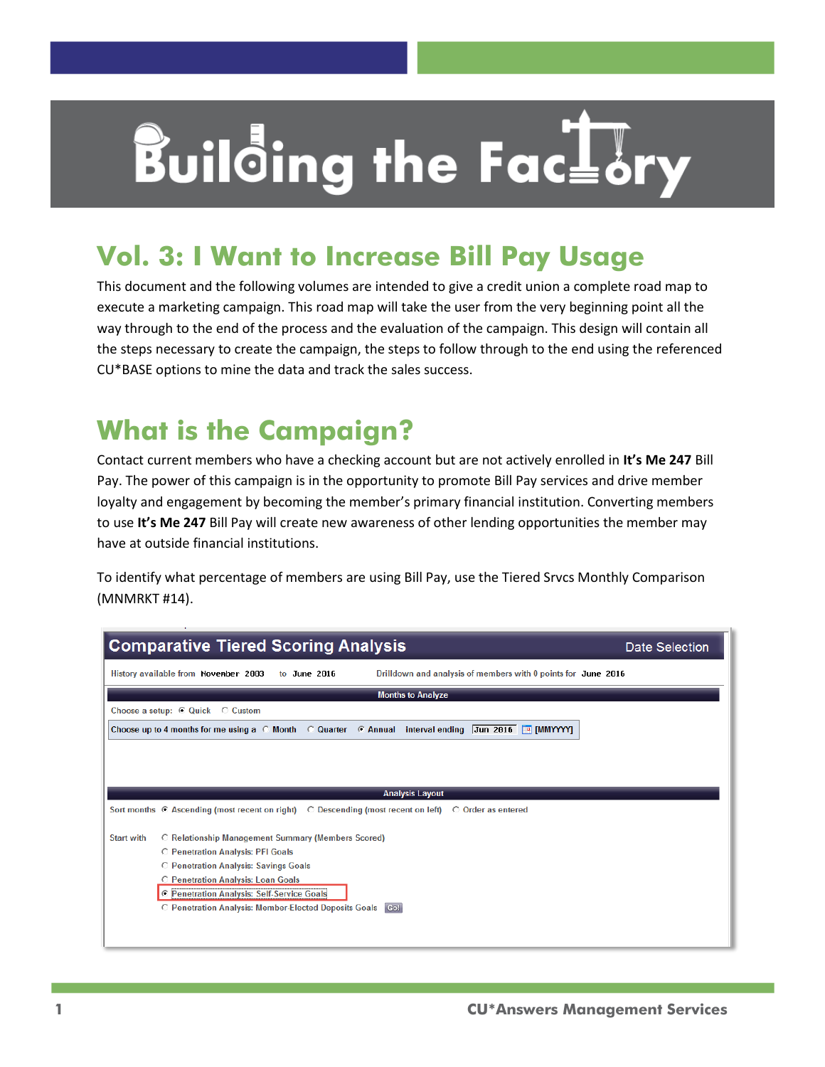# Building the Factory

## Vol. 3: I Want to Increase Bill Pay Usage

This document and the following volumes are intended to give a credit union a complete road map to execute a marketing campaign. This road map will take the user from the very beginning point all the way through to the end of the process and the evaluation of the campaign. This design will contain all the steps necessary to create the campaign, the steps to follow through to the end using the referenced CU*BASE options to mine the data and track the sales success.

## What is the Campaign?

Contact current members who have a checking account but are not actively enrolled in **It's Me 247** Bill Pay. The power of this campaign is in the opportunity to promote Bill Pay services and drive member loyalty and engagement by becoming the member's primary financial institution. Converting members to use **It's Me 247** Bill Pay will create new awareness of other lending opportunities the member may have at outside financial institutions.

To identify what percentage of members are using Bill Pay, use the Tiered Srvcs Monthly Comparison (MNMRKT #14).

**Comparative Tiered Scoring Analysis** — Date Selection

History available from November 2003 to June 2016 — Drilldown and analysis of members with 0 points for June 2016

**Months to Analyze**

Choose a setup: (•) Quick ( ) Custom

Choose up to 4 months for me using a ( ) Month ( ) Quarter (•) Annual interval ending [Jun 2016] [MMYYYY]

**Analysis Layout**

Sort months: (•) Ascending (most recent on right) ( ) Descending (most recent on left) ( ) Order as entered

Start with:
- ( ) Relationship Management Summary (Members Scored)
- ( ) Penetration Analysis: PFI Goals
- ( ) Penetration Analysis: Savings Goals
- ( ) Penetration Analysis: Loan Goals
- (•) Penetration Analysis: Self-Service Goals
- ( ) Penetration Analysis: Member Elected Deposits Goals [Go!]

CU*Answers Management Services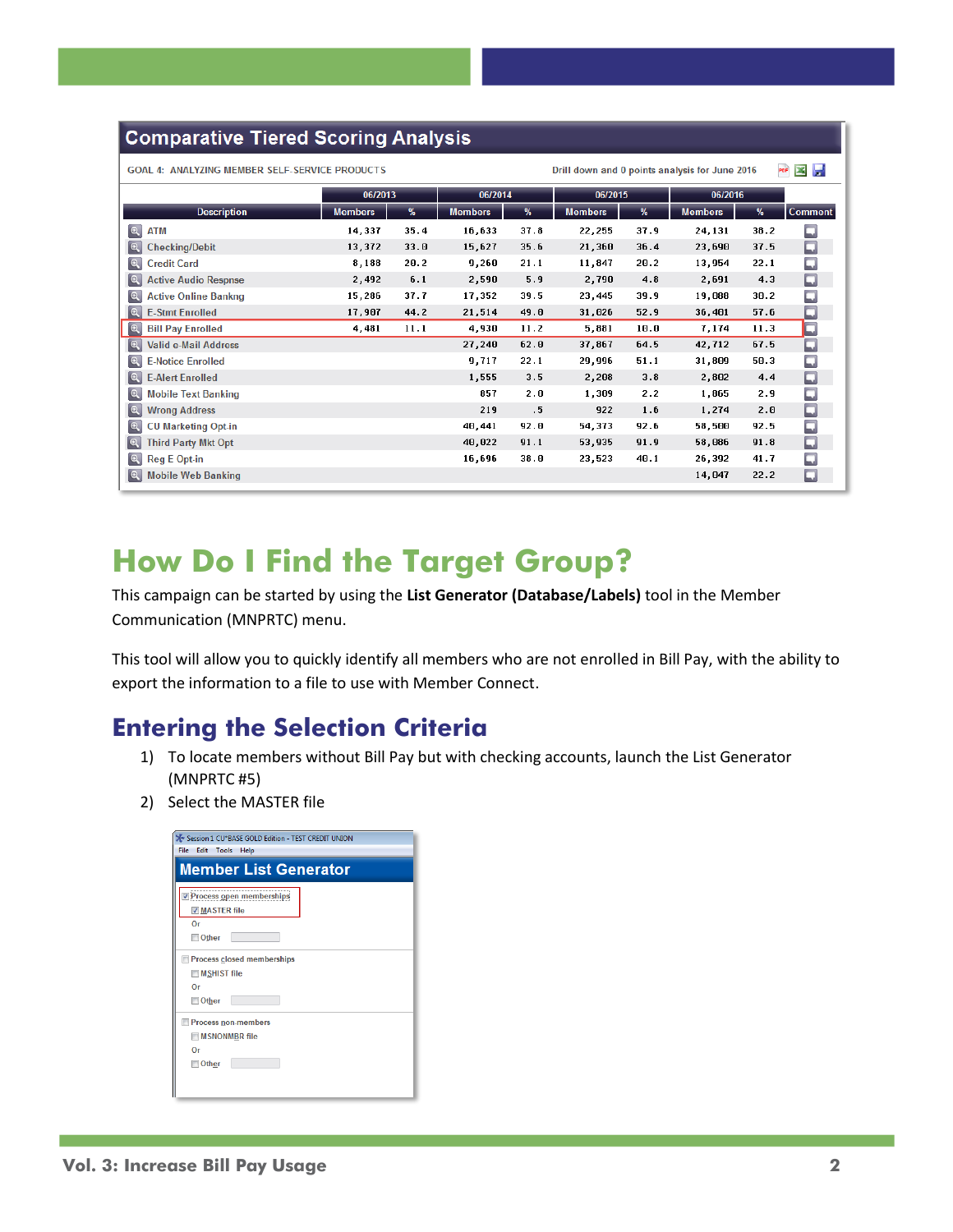## Comparative Tiered Scoring Analysis

GOAL 4: ANALYZING MEMBER SELF-SERVICE PRODUCTS | Drill down and 0 points analysis for June 2016

| | 06/2013 | | 06/2014 | | 06/2015 | | 06/2016 | | |
|---|---|---|---|---|---|---|---|---|---|
| Description | Members | % | Members | % | Members | % | Members | % | Comment |
| ATM | 14,337 | 35.4 | 16,633 | 37.8 | 22,255 | 37.9 | 24,131 | 38.2 | |
| Checking/Debit | 13,372 | 33.0 | 15,627 | 35.6 | 21,360 | 36.4 | 23,690 | 37.5 | |
| Credit Card | 8,188 | 20.2 | 9,260 | 21.1 | 11,847 | 20.2 | 13,954 | 22.1 | |
| Active Audio Respnse | 2,492 | 6.1 | 2,590 | 5.9 | 2,790 | 4.8 | 2,691 | 4.3 | |
| Active Online Bankng | 15,286 | 37.7 | 17,352 | 39.5 | 23,445 | 39.9 | 19,088 | 30.2 | |
| E-Stmt Enrolled | 17,907 | 44.2 | 21,514 | 49.0 | 31,026 | 52.9 | 36,401 | 57.6 | |
| Bill Pay Enrolled | 4,481 | 11.1 | 4,930 | 11.2 | 5,881 | 10.0 | 7,174 | 11.3 | |
| Valid e-Mail Address | | | 27,240 | 62.0 | 37,867 | 64.5 | 42,712 | 67.5 | |
| E-Notice Enrolled | | | 9,717 | 22.1 | 29,996 | 51.1 | 31,809 | 50.3 | |
| E-Alert Enrolled | | | 1,555 | 3.5 | 2,208 | 3.8 | 2,802 | 4.4 | |
| Mobile Text Banking | | | 857 | 2.0 | 1,309 | 2.2 | 1,865 | 2.9 | |
| Wrong Address | | | 219 | .5 | 922 | 1.6 | 1,274 | 2.0 | |
| CU Marketing Opt-in | | | 40,441 | 92.0 | 54,373 | 92.6 | 58,500 | 92.5 | |
| Third Party Mkt Opt | | | 40,022 | 91.1 | 53,935 | 91.9 | 58,086 | 91.8 | |
| Reg E Opt-in | | | 16,696 | 38.0 | 23,523 | 40.1 | 26,392 | 41.7 | |
| Mobile Web Banking | | | | | | | 14,047 | 22.2 | |

# How Do I Find the Target Group?

This campaign can be started by using the **List Generator (Database/Labels)** tool in the Member Communication (MNPRTC) menu.

This tool will allow you to quickly identify all members who are not enrolled in Bill Pay, with the ability to export the information to a file to use with Member Connect.

## Entering the Selection Criteria

1) To locate members without Bill Pay but with checking accounts, launch the List Generator (MNPRTC #5)
2) Select the MASTER file

Session 1 CU*BASE GOLD Edition - TEST CREDIT UNION

File Edit Tools Help

**Member List Generator**

- [x] Process open memberships
  - [x] MASTER file
  - Or
  - [ ] Other
- [ ] Process closed memberships
  - [ ] MSHIST file
  - Or
  - [ ] Other
- [ ] Process non-members
  - [ ] MSNONMBR file
  - Or
  - [ ] Other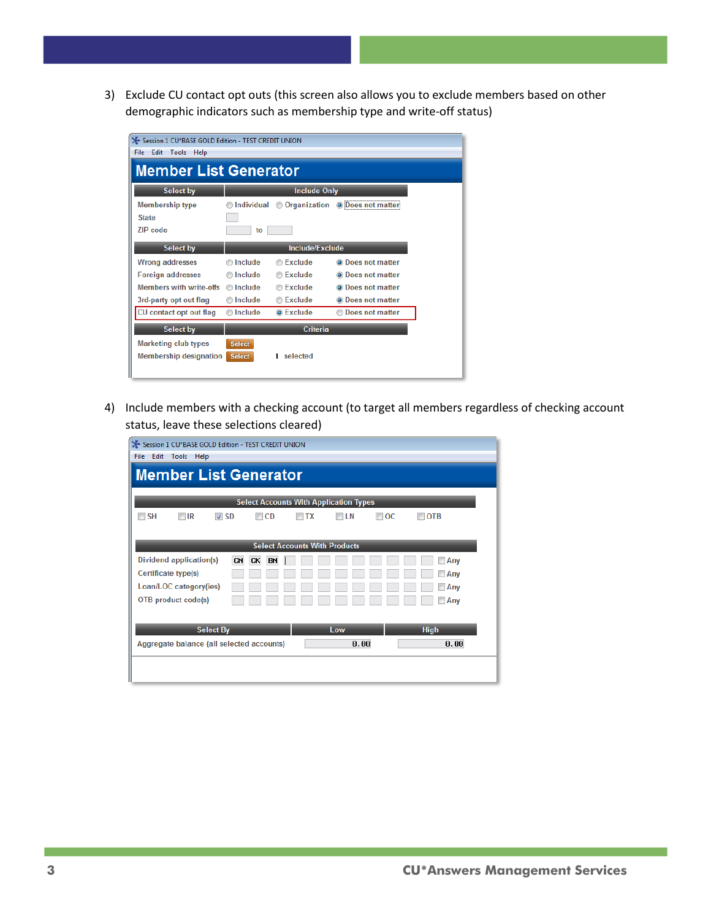3) Exclude CU contact opt outs (this screen also allows you to exclude members based on other demographic indicators such as membership type and write-off status)

Session 1 CU*BASE GOLD Edition - TEST CREDIT UNION

File Edit Tools Help

**Member List Generator**

| Select by | Include Only | | |
|---|---|---|---|
| Membership type | ◯ Individual | ◯ Organization | ◉ Does not matter |
| State | | | |
| ZIP code | to | | |

| Select by | Include/Exclude | | |
|---|---|---|---|
| Wrong addresses | ◯ Include | ◯ Exclude | ◉ Does not matter |
| Foreign addresses | ◯ Include | ◯ Exclude | ◉ Does not matter |
| Members with write-offs | ◯ Include | ◯ Exclude | ◉ Does not matter |
| 3rd-party opt out flag | ◯ Include | ◯ Exclude | ◉ Does not matter |
| CU contact opt out flag | ◯ Include | ◉ Exclude | ◯ Does not matter |

| Select by | Criteria | |
|---|---|---|
| Marketing club types | Select | |
| Membership designation | Select | 1 selected |

4) Include members with a checking account (to target all members regardless of checking account status, leave these selections cleared)

Session 1 CU*BASE GOLD Edition - TEST CREDIT UNION

File Edit Tools Help

**Member List Generator**

**Select Accounts With Application Types**

☐ SH ☐ IR ☑ SD ☐ CD ☐ TX ☐ LN ☐ OC ☐ OTB

**Select Accounts With Products**

| | | | | |
|---|---|---|---|---|
| Dividend application(s) | CN | CK | BN | ☐ Any |
| Certificate type(s) | | | | ☐ Any |
| Loan/LOC category(ies) | | | | ☐ Any |
| OTB product code(s) | | | | ☐ Any |

| Select By | Low | High |
|---|---|---|
| Aggregate balance (all selected accounts) | 0.00 | 0.00 |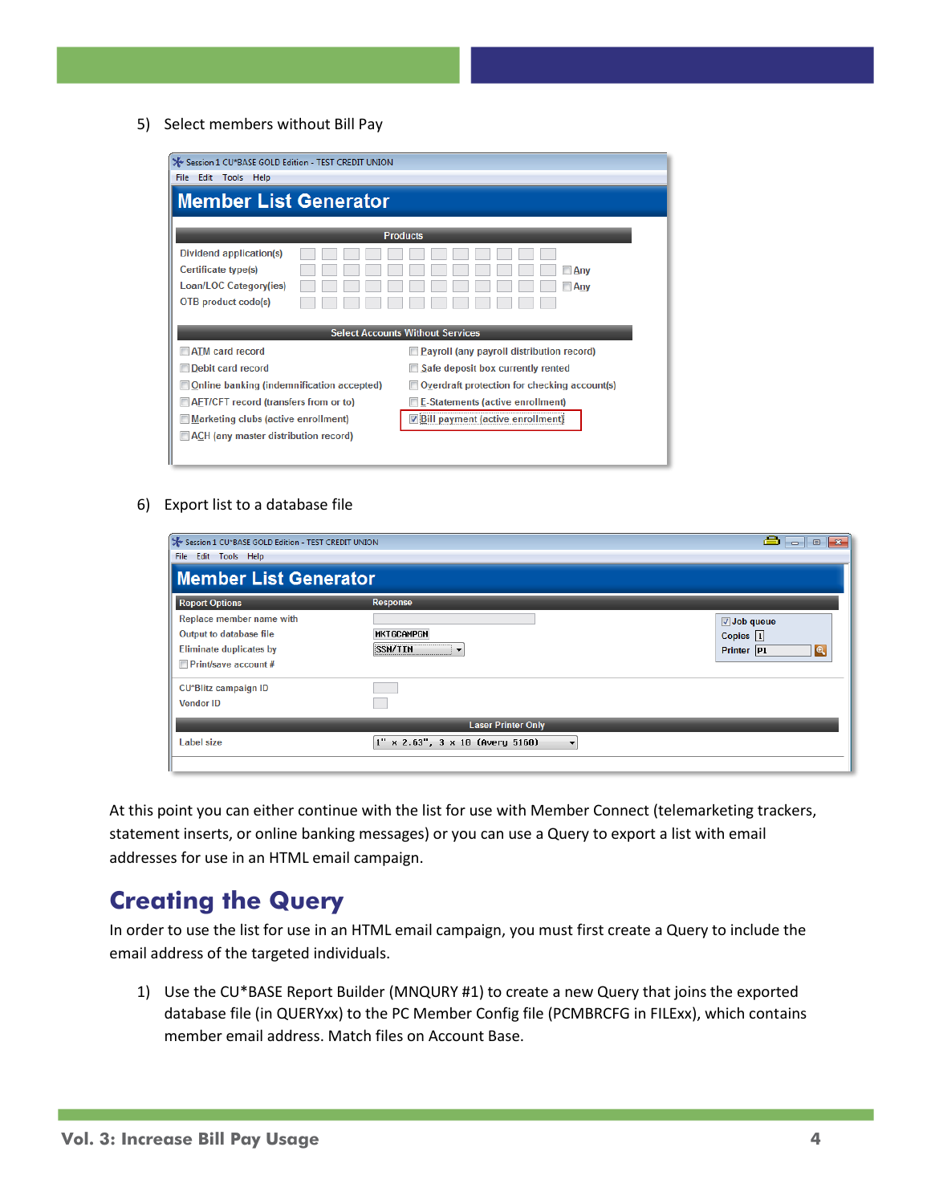5) Select members without Bill Pay

6) Export list to a database file

At this point you can either continue with the list for use with Member Connect (telemarketing trackers, statement inserts, or online banking messages) or you can use a Query to export a list with email addresses for use in an HTML email campaign.

## Creating the Query

In order to use the list for use in an HTML email campaign, you must first create a Query to include the email address of the targeted individuals.

1) Use the CU*BASE Report Builder (MNQURY #1) to create a new Query that joins the exported database file (in QUERYxx) to the PC Member Config file (PCMBRCFG in FILExx), which contains member email address. Match files on Account Base.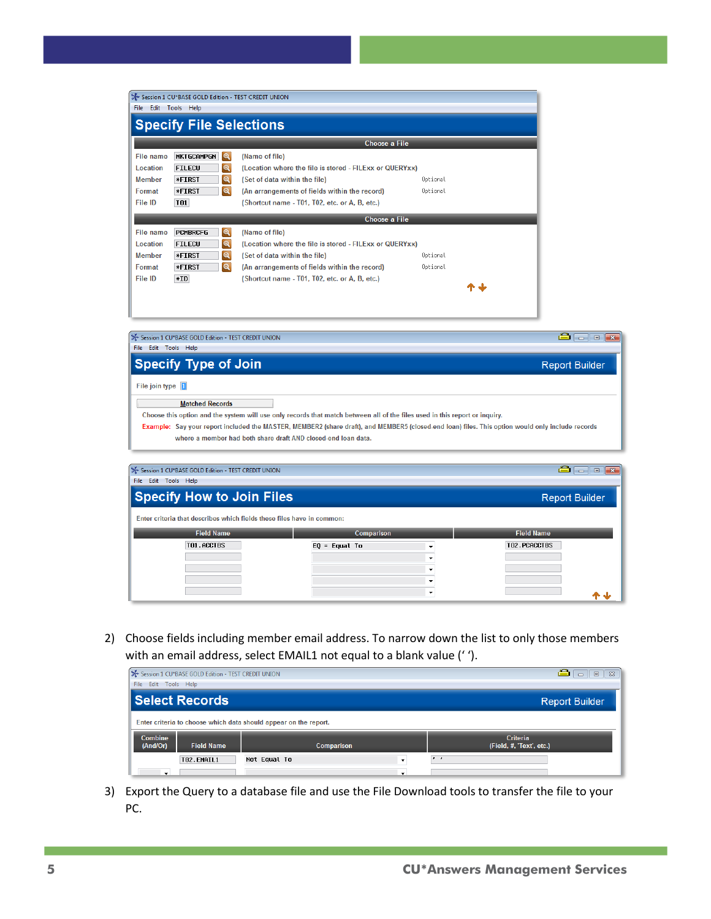Session 1 CU*BASE GOLD Edition - TEST CREDIT UNION

File Edit Tools Help

## Specify File Selections

**Choose a File**

| | | |
|---|---|---|
| File name | MKTGCAMPGN | (Name of file) |
| Location | FILECU | (Location where the file is stored - FILExx or QUERYxx) |
| Member | *FIRST | (Set of data within the file) Optional |
| Format | *FIRST | (An arrangements of fields within the record) Optional |
| File ID | T01 | (Shortcut name - T01, T02, etc. or A, B, etc.) |

**Choose a File**

| | | |
|---|---|---|
| File name | PCMBRCFG | (Name of file) |
| Location | FILECU | (Location where the file is stored - FILExx or QUERYxx) |
| Member | *FIRST | (Set of data within the file) Optional |
| Format | *FIRST | (An arrangements of fields within the record) Optional |
| File ID | *ID | (Shortcut name - T01, T02, etc. or A, B, etc.) |

Session 1 CU*BASE GOLD Edition - TEST CREDIT UNION

File Edit Tools Help

## Specify Type of Join

Report Builder

File join type 1

**Matched Records**

Choose this option and the system will use only records that match between all of the files used in this report or inquiry.

Example: Say your report included the MASTER, MEMBER2 (share draft), and MEMBER5 (closed-end loan) files. This option would only include records where a member had both share draft AND closed-end loan data.

Session 1 CU*BASE GOLD Edition - TEST CREDIT UNION

File Edit Tools Help

## Specify How to Join Files

Report Builder

Enter criteria that describes which fields these files have in common:

| Field Name | Comparison | Field Name |
|---|---|---|
| T01.ACCTBS | EQ = Equal To | T02.PCACCTBS |

2) Choose fields including member email address. To narrow down the list to only those members with an email address, select EMAIL1 not equal to a blank value (' ').

Session 1 CU*BASE GOLD Edition - TEST CREDIT UNION

File Edit Tools Help

## Select Records

Report Builder

Enter criteria to choose which data should appear on the report.

| Combine (And/Or) | Field Name | Comparison | Criteria (Field, #, 'Text', etc.) |
|---|---|---|---|
| | T02.EMAIL1 | Not Equal To | ' ' |

3) Export the Query to a database file and use the File Download tools to transfer the file to your PC.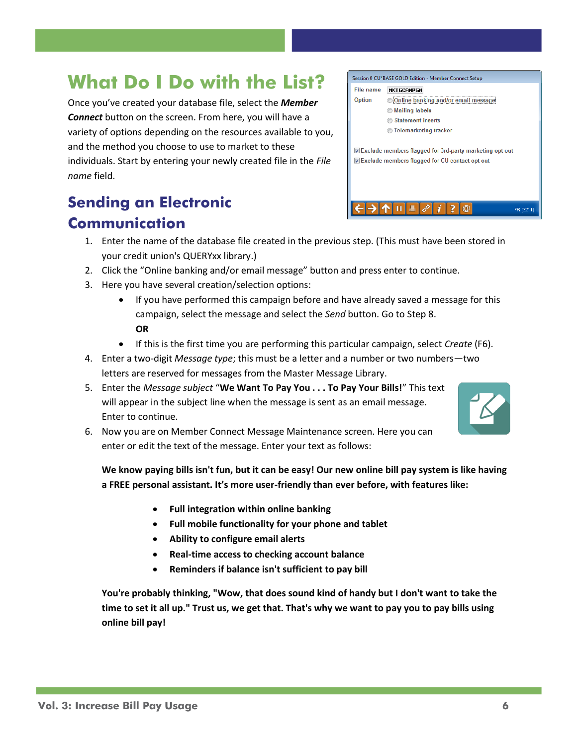# What Do I Do with the List?

Once you've created your database file, select the ***Member Connect*** button on the screen. From here, you will have a variety of options depending on the resources available to you, and the method you choose to use to market to these individuals. Start by entering your newly created file in the *File name* field.

## Sending an Electronic Communication

1. Enter the name of the database file created in the previous step. (This must have been stored in your credit union's QUERYxx library.)
2. Click the "Online banking and/or email message" button and press enter to continue.
3. Here you have several creation/selection options:
   - If you have performed this campaign before and have already saved a message for this campaign, select the message and select the *Send* button. Go to Step 8.

     **OR**
   - If this is the first time you are performing this particular campaign, select *Create* (F6).
4. Enter a two-digit *Message type*; this must be a letter and a number or two numbers—two letters are reserved for messages from the Master Message Library.
5. Enter the *Message subject* "**We Want To Pay You . . . To Pay Your Bills!**" This text will appear in the subject line when the message is sent as an email message. Enter to continue.
6. Now you are on Member Connect Message Maintenance screen. Here you can enter or edit the text of the message. Enter your text as follows:

   **We know paying bills isn't fun, but it can be easy! Our new online bill pay system is like having a FREE personal assistant. It's more user-friendly than ever before, with features like:**

   - **Full integration within online banking**
   - **Full mobile functionality for your phone and tablet**
   - **Ability to configure email alerts**
   - **Real-time access to checking account balance**
   - **Reminders if balance isn't sufficient to pay bill**

   **You're probably thinking, "Wow, that does sound kind of handy but I don't want to take the time to set it all up." Trust us, we get that. That's why we want to pay you to pay bills using online bill pay!**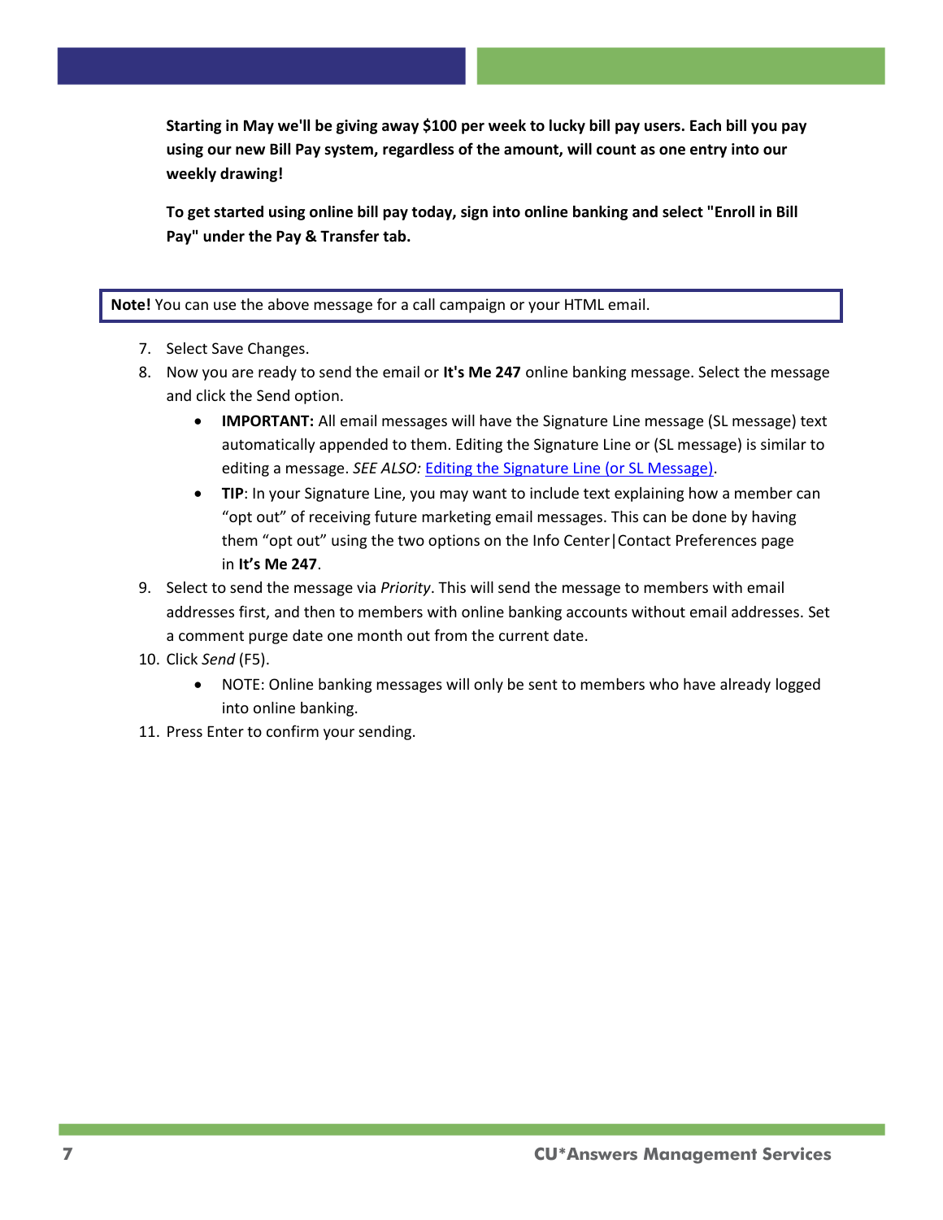**Starting in May we'll be giving away $100 per week to lucky bill pay users. Each bill you pay using our new Bill Pay system, regardless of the amount, will count as one entry into our weekly drawing!**

**To get started using online bill pay today, sign into online banking and select "Enroll in Bill Pay" under the Pay & Transfer tab.**

> **Note!** You can use the above message for a call campaign or your HTML email.

7. Select Save Changes.
8. Now you are ready to send the email or **It's Me 247** online banking message. Select the message and click the Send option.
    - **IMPORTANT:** All email messages will have the Signature Line message (SL message) text automatically appended to them. Editing the Signature Line or (SL message) is similar to editing a message. *SEE ALSO:* Editing the Signature Line (or SL Message).
    - **TIP**: In your Signature Line, you may want to include text explaining how a member can "opt out" of receiving future marketing email messages. This can be done by having them "opt out" using the two options on the Info Center|Contact Preferences page in **It's Me 247**.
9. Select to send the message via *Priority*. This will send the message to members with email addresses first, and then to members with online banking accounts without email addresses. Set a comment purge date one month out from the current date.
10. Click *Send* (F5).
    - NOTE: Online banking messages will only be sent to members who have already logged into online banking.
11. Press Enter to confirm your sending.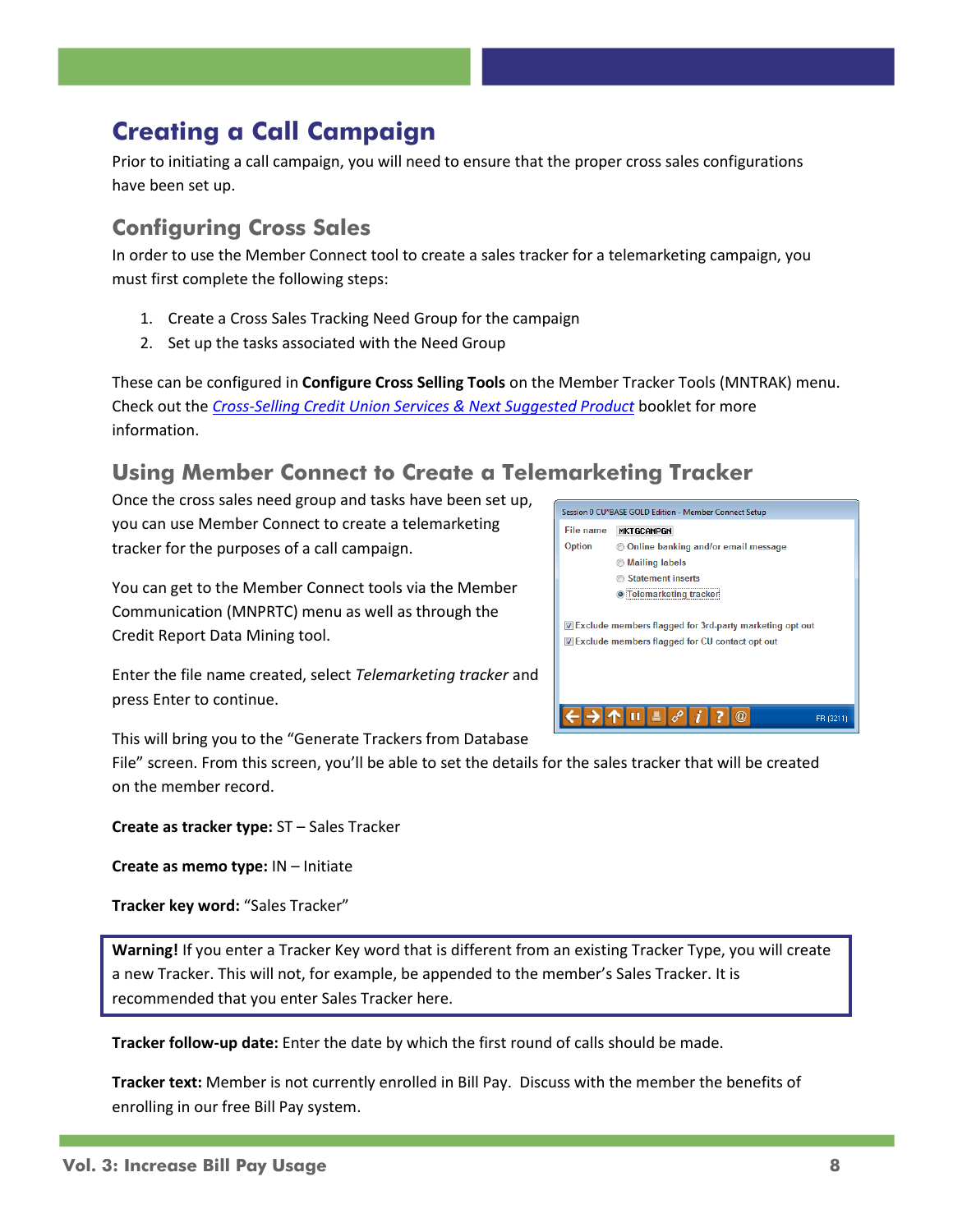# Creating a Call Campaign

Prior to initiating a call campaign, you will need to ensure that the proper cross sales configurations have been set up.

## Configuring Cross Sales

In order to use the Member Connect tool to create a sales tracker for a telemarketing campaign, you must first complete the following steps:

1. Create a Cross Sales Tracking Need Group for the campaign
2. Set up the tasks associated with the Need Group

These can be configured in **Configure Cross Selling Tools** on the Member Tracker Tools (MNTRAK) menu. Check out the *Cross-Selling Credit Union Services & Next Suggested Product* booklet for more information.

## Using Member Connect to Create a Telemarketing Tracker

Once the cross sales need group and tasks have been set up, you can use Member Connect to create a telemarketing tracker for the purposes of a call campaign.

You can get to the Member Connect tools via the Member Communication (MNPRTC) menu as well as through the Credit Report Data Mining tool.

Enter the file name created, select *Telemarketing tracker* and press Enter to continue.

This will bring you to the "Generate Trackers from Database File" screen. From this screen, you'll be able to set the details for the sales tracker that will be created on the member record.

**Create as tracker type:** ST – Sales Tracker

**Create as memo type:** IN – Initiate

**Tracker key word:** "Sales Tracker"

> **Warning!** If you enter a Tracker Key word that is different from an existing Tracker Type, you will create a new Tracker. This will not, for example, be appended to the member's Sales Tracker. It is recommended that you enter Sales Tracker here.

**Tracker follow-up date:** Enter the date by which the first round of calls should be made.

**Tracker text:** Member is not currently enrolled in Bill Pay. Discuss with the member the benefits of enrolling in our free Bill Pay system.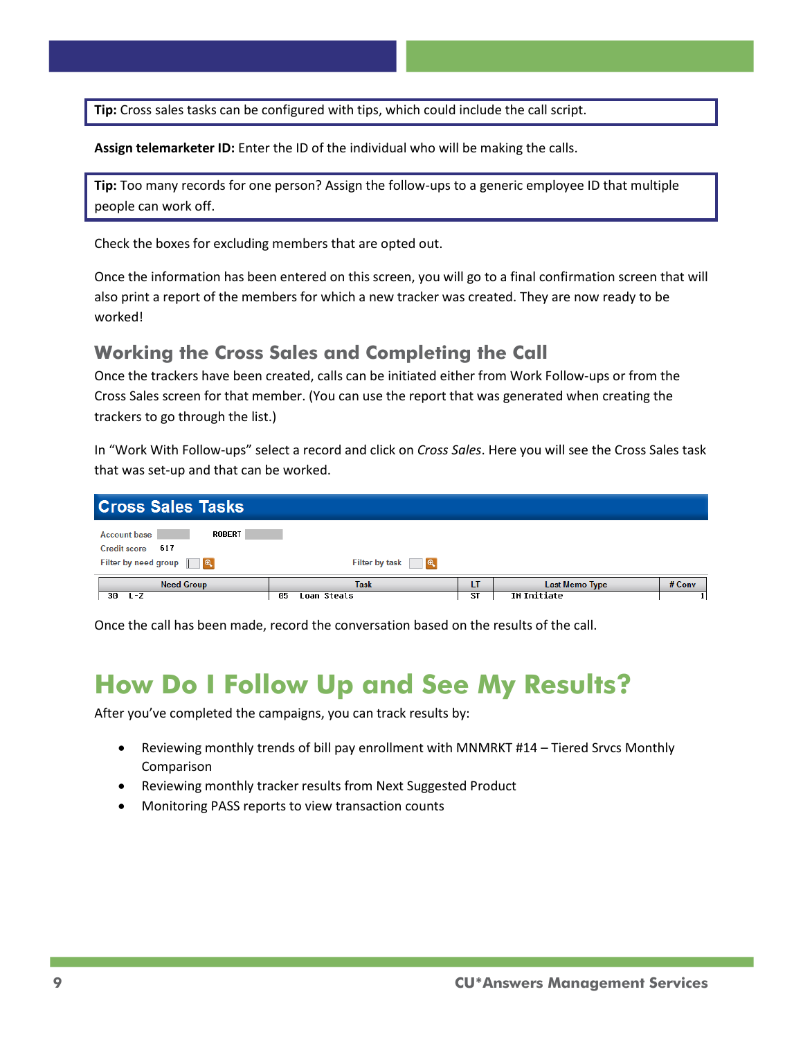**Tip:** Cross sales tasks can be configured with tips, which could include the call script.

**Assign telemarketer ID:** Enter the ID of the individual who will be making the calls.

**Tip:** Too many records for one person? Assign the follow-ups to a generic employee ID that multiple people can work off.

Check the boxes for excluding members that are opted out.

Once the information has been entered on this screen, you will go to a final confirmation screen that will also print a report of the members for which a new tracker was created. They are now ready to be worked!

### Working the Cross Sales and Completing the Call

Once the trackers have been created, calls can be initiated either from Work Follow-ups or from the Cross Sales screen for that member. (You can use the report that was generated when creating the trackers to go through the list.)

In "Work With Follow-ups" select a record and click on *Cross Sales*. Here you will see the Cross Sales task that was set-up and that can be worked.

**Cross Sales Tasks**

Account base ROBERT
Credit score 617
Filter by need group
Filter by task

| Need Group | Task | LT | Last Memo Type | # Conv |
|---|---|---|---|---|
| 30 L-Z | 05 Loan Steals | ST | IN Initiate | 1 |

Once the call has been made, record the conversation based on the results of the call.

# How Do I Follow Up and See My Results?

After you've completed the campaigns, you can track results by:

- Reviewing monthly trends of bill pay enrollment with MNMRKT #14 – Tiered Srvcs Monthly Comparison
- Reviewing monthly tracker results from Next Suggested Product
- Monitoring PASS reports to view transaction counts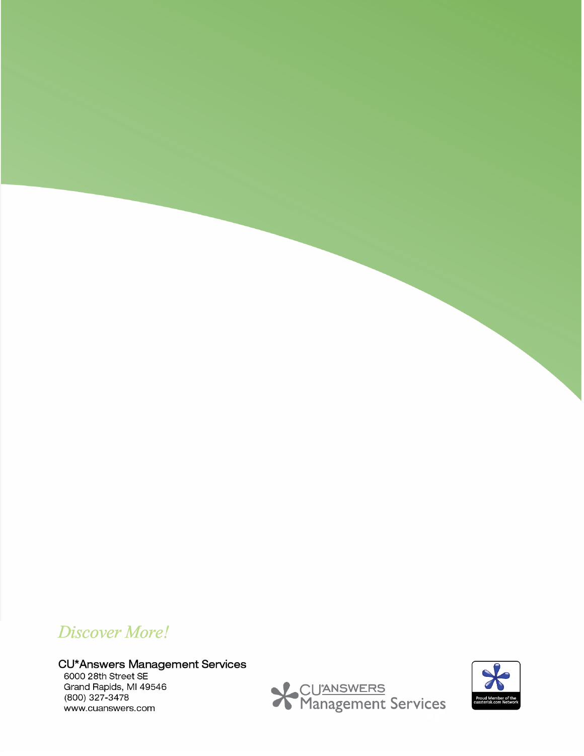*Discover More!*

**CU*Answers Management Services**
6000 28th Street SE
Grand Rapids, MI 49546
(800) 327-3478
www.cuanswers.com

CU*ANSWERS Management Services

Proud Member of the cuasterisk.com Network